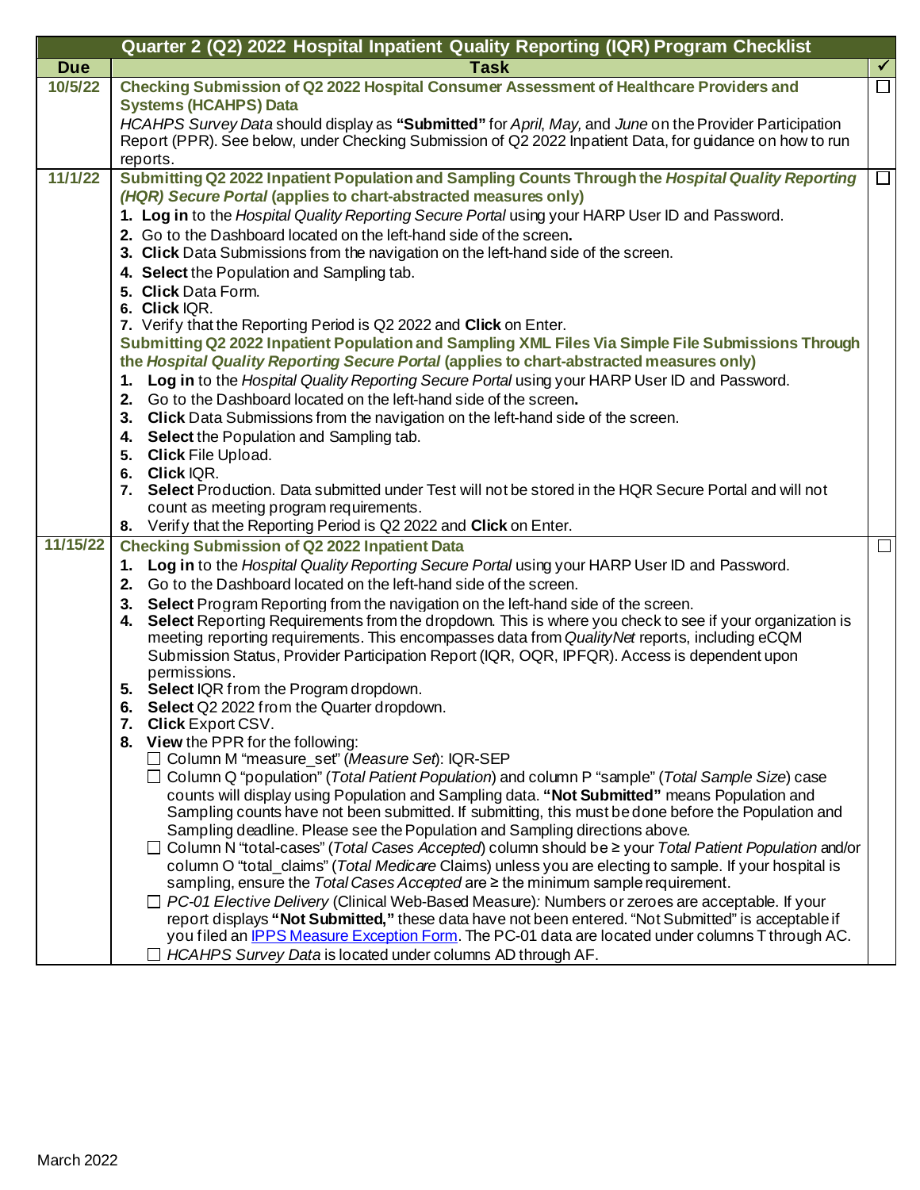| Quarter 2 (Q2) 2022 Hospital Inpatient Quality Reporting (IQR) Program Checklist | | |
|---|---|---|
| **Due** | **Task** | ✓ |
| 10/5/22 | **Checking Submission of Q2 2022 Hospital Consumer Assessment of Healthcare Providers and Systems (HCAHPS) Data**<br>*HCAHPS Survey Data* should display as **"Submitted"** for *April, May,* and *June* on the Provider Participation Report (PPR). See below, under Checking Submission of Q2 2022 Inpatient Data, for guidance on how to run reports. | ☐ |
| 11/1/22 | **Submitting Q2 2022 Inpatient Population and Sampling Counts Through the *Hospital Quality Reporting (HQR) Secure Portal* (applies to chart-abstracted measures only)**<br>1. **Log in** to the *Hospital Quality Reporting Secure Portal* using your HARP User ID and Password.<br>2. Go to the Dashboard located on the left-hand side of the screen.<br>3. **Click** Data Submissions from the navigation on the left-hand side of the screen.<br>4. **Select** the Population and Sampling tab.<br>5. **Click** Data Form.<br>6. **Click** IQR.<br>7. Verify that the Reporting Period is Q2 2022 and **Click** on Enter.<br>**Submitting Q2 2022 Inpatient Population and Sampling XML Files Via Simple File Submissions Through the *Hospital Quality Reporting Secure Portal* (applies to chart-abstracted measures only)**<br>1. **Log in** to the *Hospital Quality Reporting Secure Portal* using your HARP User ID and Password.<br>2. Go to the Dashboard located on the left-hand side of the screen.<br>3. **Click** Data Submissions from the navigation on the left-hand side of the screen.<br>4. **Select** the Population and Sampling tab.<br>5. **Click** File Upload.<br>6. **Click** IQR.<br>7. **Select** Production. Data submitted under Test will not be stored in the HQR Secure Portal and will not count as meeting program requirements.<br>8. Verify that the Reporting Period is Q2 2022 and **Click** on Enter. | ☐ |
| 11/15/22 | **Checking Submission of Q2 2022 Inpatient Data**<br>1. **Log in** to the *Hospital Quality Reporting Secure Portal* using your HARP User ID and Password.<br>2. Go to the Dashboard located on the left-hand side of the screen.<br>3. **Select** Program Reporting from the navigation on the left-hand side of the screen.<br>4. **Select** Reporting Requirements from the dropdown. This is where you check to see if your organization is meeting reporting requirements. This encompasses data from *QualityNet* reports, including eCQM Submission Status, Provider Participation Report (IQR, OQR, IPFQR). Access is dependent upon permissions.<br>5. **Select** IQR from the Program dropdown.<br>6. **Select** Q2 2022 from the Quarter dropdown.<br>7. **Click** Export CSV.<br>8. **View** the PPR for the following:<br>☐ Column M "measure_set" (*Measure Set*): IQR-SEP<br>☐ Column Q "population" (*Total Patient Population*) and column P "sample" (*Total Sample Size*) case counts will display using Population and Sampling data. **"Not Submitted"** means Population and Sampling counts have not been submitted. If submitting, this must be done before the Population and Sampling deadline. Please see the Population and Sampling directions above.<br>☐ Column N "total-cases" (*Total Cases Accepted*) column should be ≥ your *Total Patient Population* and/or column O "total_claims" (*Total Medicare* Claims) unless you are electing to sample. If your hospital is sampling, ensure the *Total Cases Accepted* are ≥ the minimum sample requirement.<br>☐ *PC-01 Elective Delivery* (Clinical Web-Based Measure)*:* Numbers or zeroes are acceptable. If your report displays **"Not Submitted,"** these data have not been entered. "Not Submitted" is acceptable if you filed an IPPS Measure Exception Form. The PC-01 data are located under columns T through AC.<br>☐ *HCAHPS Survey Data* is located under columns AD through AF. | ☐ |

March 2022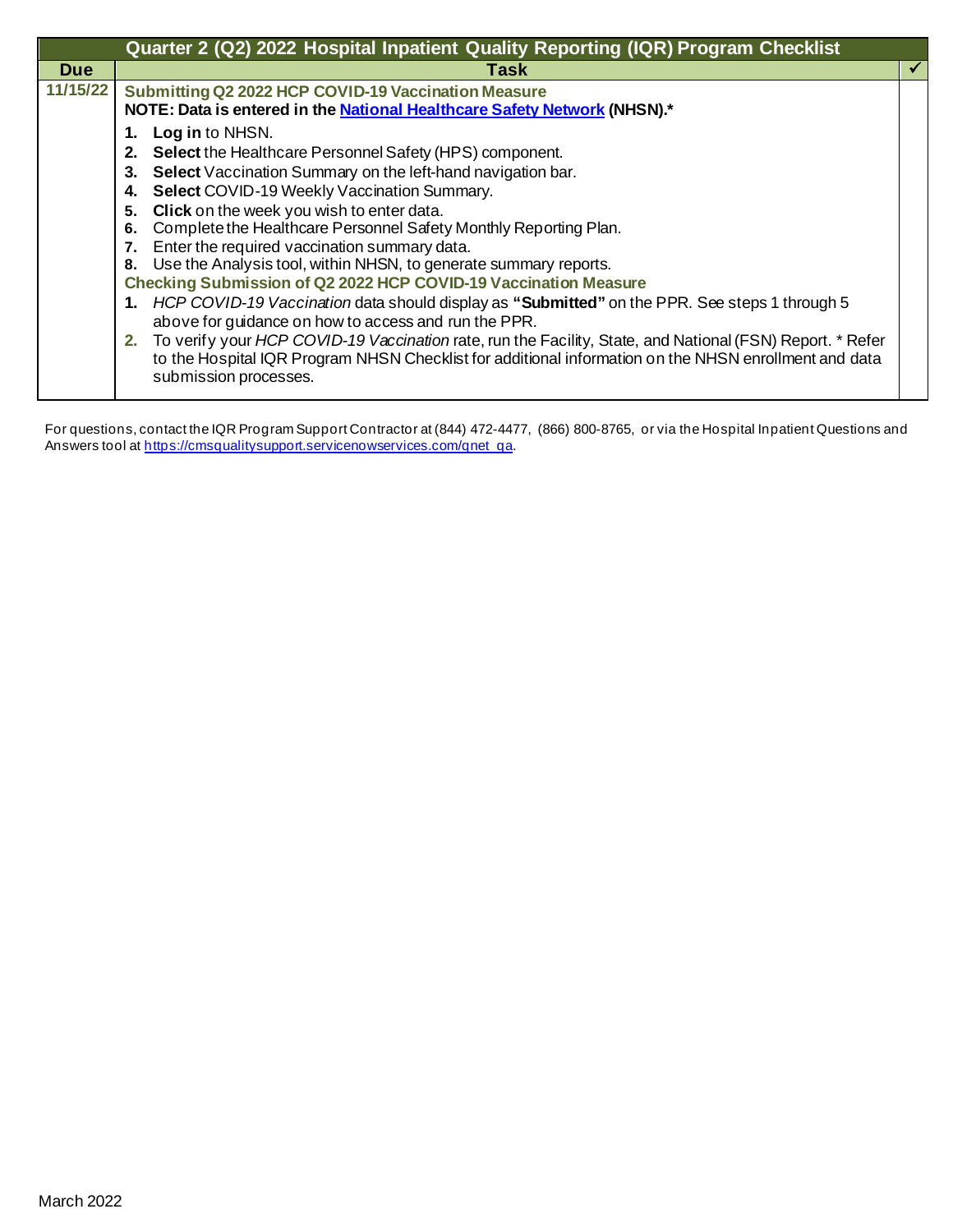| Quarter 2 (Q2) 2022 Hospital Inpatient Quality Reporting (IQR) Program Checklist | | |
|---|---|---|
| **Due** | **Task** | ✓ |
| 11/15/22 | **Submitting Q2 2022 HCP COVID-19 Vaccination Measure**<br>**NOTE: Data is entered in the National Healthcare Safety Network (NHSN).***<br>1. **Log in** to NHSN.<br>2. **Select** the Healthcare Personnel Safety (HPS) component.<br>3. **Select** Vaccination Summary on the left-hand navigation bar.<br>4. **Select** COVID-19 Weekly Vaccination Summary.<br>5. **Click** on the week you wish to enter data.<br>6. Complete the Healthcare Personnel Safety Monthly Reporting Plan.<br>7. Enter the required vaccination summary data.<br>8. Use the Analysis tool, within NHSN, to generate summary reports.<br>**Checking Submission of Q2 2022 HCP COVID-19 Vaccination Measure**<br>1. *HCP COVID-19 Vaccination* data should display as **"Submitted"** on the PPR. See steps 1 through 5 above for guidance on how to access and run the PPR.<br>2. To verify your *HCP COVID-19 Vaccination* rate, run the Facility, State, and National (FSN) Report. * Refer to the Hospital IQR Program NHSN Checklist for additional information on the NHSN enrollment and data submission processes. | |

For questions, contact the IQR Program Support Contractor at (844) 472-4477, (866) 800-8765, or via the Hospital Inpatient Questions and Answers tool at https://cmsqualitysupport.servicenowservices.com/qnet_qa.

March 2022